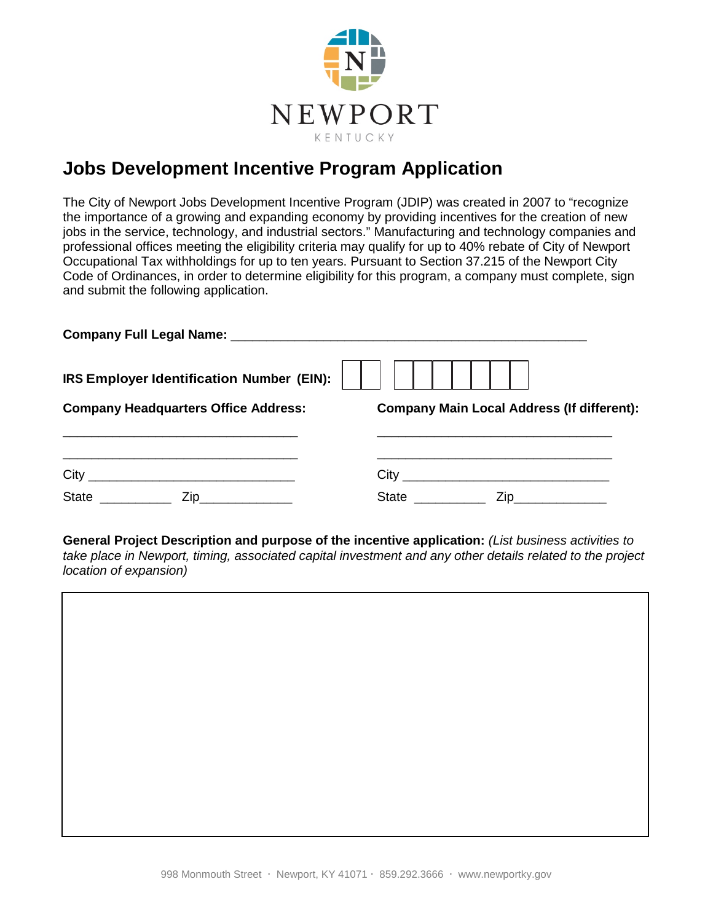NEWPORT

KENTUCKY

# Jobs Development Incentive Program Application

The City of Newport Jobs Development Incentive Program (JDIP) was created in 2007 to "recognize the importance of a growing and expanding economy by providing incentives for the creation of new jobs in the service, technology, and industrial sectors." Manufacturing and technology companies and professional offices meeting the eligibility criteria may qualify for up to 40% rebate of City of Newport Occupational Tax withholdings for up to ten years. Pursuant to Section 37.215 of the Newport City Code of Ordinances, in order to determine eligibility for this program, a company must complete, sign and submit the following application.

**Company Full Legal Name:** ________________________________________________

**IRS Employer Identification Number (EIN):** [ ][ ] [ ][ ][ ][ ][ ][ ][ ]

**Company Headquarters Office Address:**

________________________________

________________________________

City ____________________________

State __________ Zip_____________

**Company Main Local Address (If different):**

________________________________

________________________________

City ____________________________

State __________ Zip_____________

**General Project Description and purpose of the incentive application:** *(List business activities to take place in Newport, timing, associated capital investment and any other details related to the project location of expansion)*

998 Monmouth Street · Newport, KY 41071 · 859.292.3666 · www.newportky.gov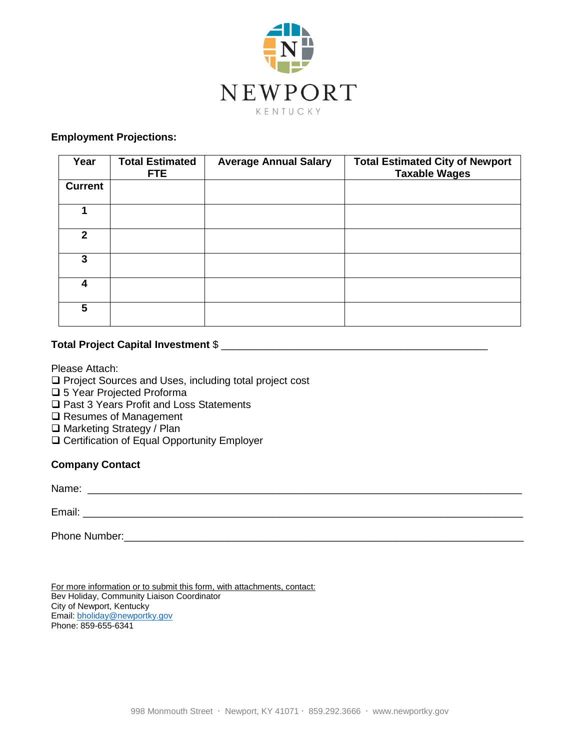NEWPORT

KENTUCKY

**Employment Projections:**

| Year | Total Estimated FTE | Average Annual Salary | Total Estimated City of Newport Taxable Wages |
|---|---|---|---|
| **Current** | | | |
| **1** | | | |
| **2** | | | |
| **3** | | | |
| **4** | | | |
| **5** | | | |

**Total Project Capital Investment** $ _______________________________________________

Please Attach:

- ❑ Project Sources and Uses, including total project cost
- ❑ 5 Year Projected Proforma
- ❑ Past 3 Years Profit and Loss Statements
- ❑ Resumes of Management
- ❑ Marketing Strategy / Plan
- ❑ Certification of Equal Opportunity Employer

**Company Contact**

Name: ____________________________________________________________________________

Email: ____________________________________________________________________________

Phone Number: _____________________________________________________________________

For more information or to submit this form, with attachments, contact:
Bev Holiday, Community Liaison Coordinator
City of Newport, Kentucky
Email: bholiday@newportky.gov
Phone: 859-655-6341

998 Monmouth Street · Newport, KY 41071 · 859.292.3666 · www.newportky.gov